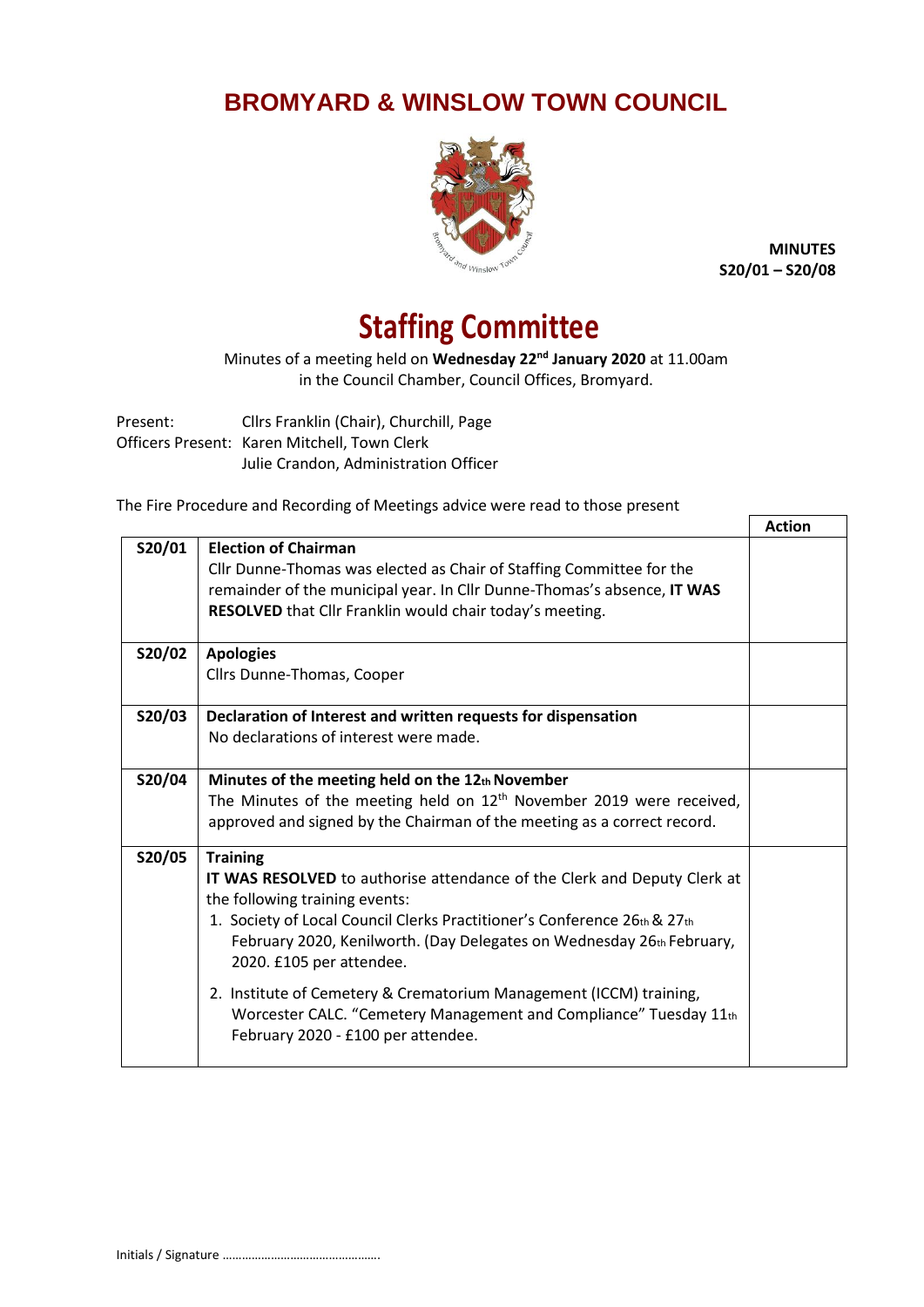# BROMYARD & WINSLOW TOWN COUNCIL

**MINUTES**
**S20/01 – S20/08**

# Staffing Committee

Minutes of a meeting held on **Wednesday 22nd January 2020** at 11.00am in the Council Chamber, Council Offices, Bromyard.

Present: Cllrs Franklin (Chair), Churchill, Page
Officers Present: Karen Mitchell, Town Clerk
Julie Crandon, Administration Officer

The Fire Procedure and Recording of Meetings advice were read to those present

| | | Action |
|---|---|---|
| S20/01 | **Election of Chairman**<br>Cllr Dunne-Thomas was elected as Chair of Staffing Committee for the remainder of the municipal year. In Cllr Dunne-Thomas's absence, **IT WAS RESOLVED** that Cllr Franklin would chair today's meeting. | |
| S20/02 | **Apologies**<br>Cllrs Dunne-Thomas, Cooper | |
| S20/03 | **Declaration of Interest and written requests for dispensation**<br>No declarations of interest were made. | |
| S20/04 | **Minutes of the meeting held on the 12th November**<br>The Minutes of the meeting held on 12th November 2019 were received, approved and signed by the Chairman of the meeting as a correct record. | |
| S20/05 | **Training**<br>**IT WAS RESOLVED** to authorise attendance of the Clerk and Deputy Clerk at the following training events:<br>1. Society of Local Council Clerks Practitioner's Conference 26th & 27th February 2020, Kenilworth. (Day Delegates on Wednesday 26th February, 2020. £105 per attendee.<br>2. Institute of Cemetery & Crematorium Management (ICCM) training, Worcester CALC. "Cemetery Management and Compliance" Tuesday 11th February 2020 - £100 per attendee. | |

Initials / Signature ………………………………………….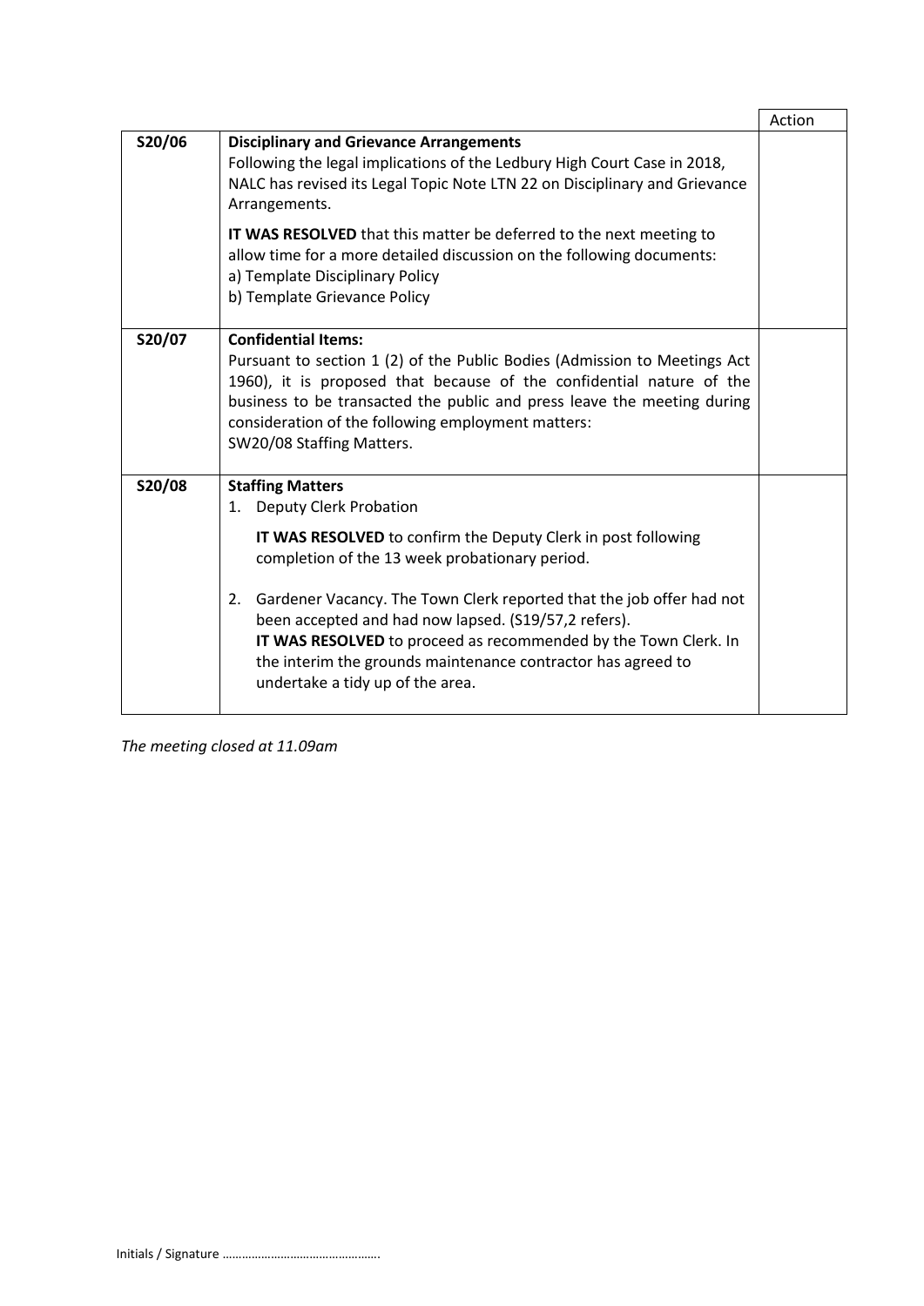| | | Action |
|---|---|---|
| **S20/06** | **Disciplinary and Grievance Arrangements**<br>Following the legal implications of the Ledbury High Court Case in 2018, NALC has revised its Legal Topic Note LTN 22 on Disciplinary and Grievance Arrangements.<br><br>**IT WAS RESOLVED** that this matter be deferred to the next meeting to allow time for a more detailed discussion on the following documents:<br>a) Template Disciplinary Policy<br>b) Template Grievance Policy | |
| **S20/07** | **Confidential Items:**<br>Pursuant to section 1 (2) of the Public Bodies (Admission to Meetings Act 1960), it is proposed that because of the confidential nature of the business to be transacted the public and press leave the meeting during consideration of the following employment matters:<br>SW20/08 Staffing Matters. | |
| **S20/08** | **Staffing Matters**<br>1. Deputy Clerk Probation<br><br>**IT WAS RESOLVED** to confirm the Deputy Clerk in post following completion of the 13 week probationary period.<br><br>2. Gardener Vacancy. The Town Clerk reported that the job offer had not been accepted and had now lapsed. (S19/57,2 refers).<br>**IT WAS RESOLVED** to proceed as recommended by the Town Clerk. In the interim the grounds maintenance contractor has agreed to undertake a tidy up of the area. | |

*The meeting closed at 11.09am*

Initials / Signature ……………………………………….